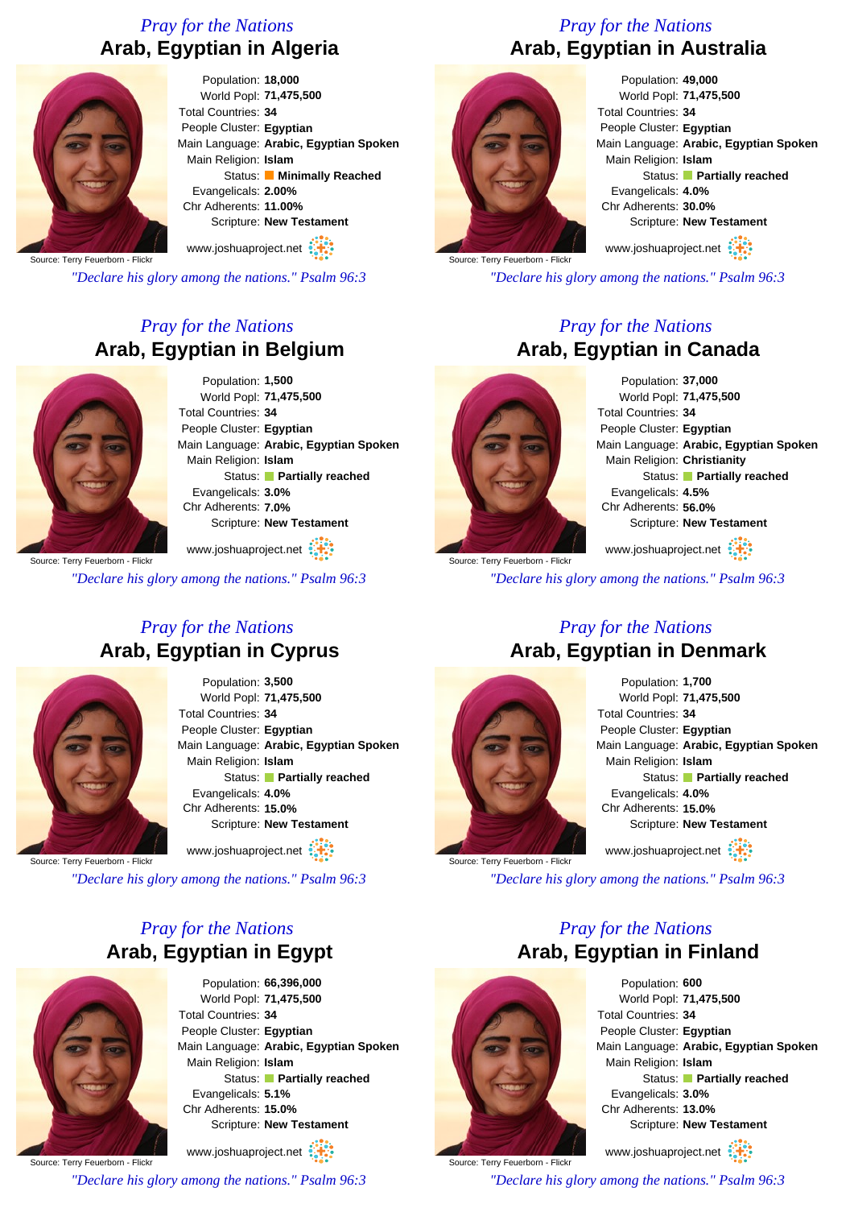*Pray for the Nations*

## Arab, Egyptian in Algeria

Population: **18,000**
World Popl: **71,475,500**
Total Countries: **34**
People Cluster: **Egyptian**
Main Language: **Arabic, Egyptian Spoken**
Main Religion: **Islam**
Status: **Minimally Reached**
Evangelicals: **2.00%**
Chr Adherents: **11.00%**
Scripture: **New Testament**

Source: Terry Feuerborn - Flickr

www.joshuaproject.net

*"Declare his glory among the nations." Psalm 96:3*

*Pray for the Nations*

## Arab, Egyptian in Australia

Population: **49,000**
World Popl: **71,475,500**
Total Countries: **34**
People Cluster: **Egyptian**
Main Language: **Arabic, Egyptian Spoken**
Main Religion: **Islam**
Status: **Partially reached**
Evangelicals: **4.0%**
Chr Adherents: **30.0%**
Scripture: **New Testament**

Source: Terry Feuerborn - Flickr

www.joshuaproject.net

*"Declare his glory among the nations." Psalm 96:3*

*Pray for the Nations*

## Arab, Egyptian in Belgium

Population: **1,500**
World Popl: **71,475,500**
Total Countries: **34**
People Cluster: **Egyptian**
Main Language: **Arabic, Egyptian Spoken**
Main Religion: **Islam**
Status: **Partially reached**
Evangelicals: **3.0%**
Chr Adherents: **7.0%**
Scripture: **New Testament**

Source: Terry Feuerborn - Flickr

www.joshuaproject.net

*"Declare his glory among the nations." Psalm 96:3*

*Pray for the Nations*

## Arab, Egyptian in Canada

Population: **37,000**
World Popl: **71,475,500**
Total Countries: **34**
People Cluster: **Egyptian**
Main Language: **Arabic, Egyptian Spoken**
Main Religion: **Christianity**
Status: **Partially reached**
Evangelicals: **4.5%**
Chr Adherents: **56.0%**
Scripture: **New Testament**

Source: Terry Feuerborn - Flickr

www.joshuaproject.net

*"Declare his glory among the nations." Psalm 96:3*

*Pray for the Nations*

## Arab, Egyptian in Cyprus

Population: **3,500**
World Popl: **71,475,500**
Total Countries: **34**
People Cluster: **Egyptian**
Main Language: **Arabic, Egyptian Spoken**
Main Religion: **Islam**
Status: **Partially reached**
Evangelicals: **4.0%**
Chr Adherents: **15.0%**
Scripture: **New Testament**

Source: Terry Feuerborn - Flickr

www.joshuaproject.net

*"Declare his glory among the nations." Psalm 96:3*

*Pray for the Nations*

## Arab, Egyptian in Denmark

Population: **1,700**
World Popl: **71,475,500**
Total Countries: **34**
People Cluster: **Egyptian**
Main Language: **Arabic, Egyptian Spoken**
Main Religion: **Islam**
Status: **Partially reached**
Evangelicals: **4.0%**
Chr Adherents: **15.0%**
Scripture: **New Testament**

Source: Terry Feuerborn - Flickr

www.joshuaproject.net

*"Declare his glory among the nations." Psalm 96:3*

*Pray for the Nations*

## Arab, Egyptian in Egypt

Population: **66,396,000**
World Popl: **71,475,500**
Total Countries: **34**
People Cluster: **Egyptian**
Main Language: **Arabic, Egyptian Spoken**
Main Religion: **Islam**
Status: **Partially reached**
Evangelicals: **5.1%**
Chr Adherents: **15.0%**
Scripture: **New Testament**

Source: Terry Feuerborn - Flickr

www.joshuaproject.net

*"Declare his glory among the nations." Psalm 96:3*

*Pray for the Nations*

## Arab, Egyptian in Finland

Population: **600**
World Popl: **71,475,500**
Total Countries: **34**
People Cluster: **Egyptian**
Main Language: **Arabic, Egyptian Spoken**
Main Religion: **Islam**
Status: **Partially reached**
Evangelicals: **3.0%**
Chr Adherents: **13.0%**
Scripture: **New Testament**

Source: Terry Feuerborn - Flickr

www.joshuaproject.net

*"Declare his glory among the nations." Psalm 96:3*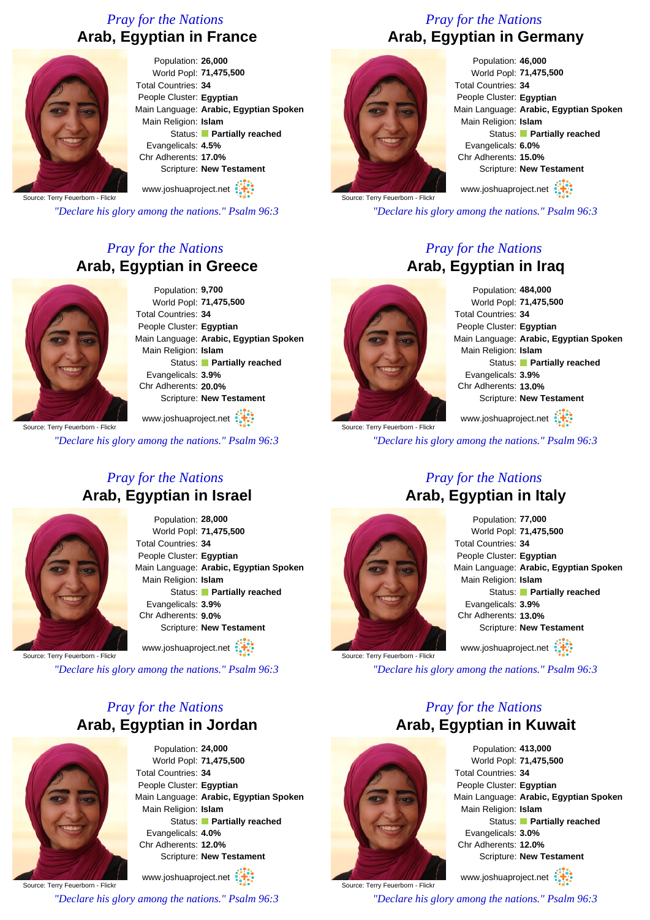*Pray for the Nations*

## Arab, Egyptian in France

Source: Terry Feuerborn - Flickr

Population: **26,000**
World Popl: **71,475,500**
Total Countries: **34**
People Cluster: **Egyptian**
Main Language: **Arabic, Egyptian Spoken**
Main Religion: **Islam**
Status: **Partially reached**
Evangelicals: **4.5%**
Chr Adherents: **17.0%**
Scripture: **New Testament**

www.joshuaproject.net

*"Declare his glory among the nations." Psalm 96:3*

*Pray for the Nations*

## Arab, Egyptian in Germany

Source: Terry Feuerborn - Flickr

Population: **46,000**
World Popl: **71,475,500**
Total Countries: **34**
People Cluster: **Egyptian**
Main Language: **Arabic, Egyptian Spoken**
Main Religion: **Islam**
Status: **Partially reached**
Evangelicals: **6.0%**
Chr Adherents: **15.0%**
Scripture: **New Testament**

www.joshuaproject.net

*"Declare his glory among the nations." Psalm 96:3*

*Pray for the Nations*

## Arab, Egyptian in Greece

Source: Terry Feuerborn - Flickr

Population: **9,700**
World Popl: **71,475,500**
Total Countries: **34**
People Cluster: **Egyptian**
Main Language: **Arabic, Egyptian Spoken**
Main Religion: **Islam**
Status: **Partially reached**
Evangelicals: **3.9%**
Chr Adherents: **20.0%**
Scripture: **New Testament**

www.joshuaproject.net

*"Declare his glory among the nations." Psalm 96:3*

*Pray for the Nations*

## Arab, Egyptian in Iraq

Source: Terry Feuerborn - Flickr

Population: **484,000**
World Popl: **71,475,500**
Total Countries: **34**
People Cluster: **Egyptian**
Main Language: **Arabic, Egyptian Spoken**
Main Religion: **Islam**
Status: **Partially reached**
Evangelicals: **3.9%**
Chr Adherents: **13.0%**
Scripture: **New Testament**

www.joshuaproject.net

*"Declare his glory among the nations." Psalm 96:3*

*Pray for the Nations*

## Arab, Egyptian in Israel

Source: Terry Feuerborn - Flickr

Population: **28,000**
World Popl: **71,475,500**
Total Countries: **34**
People Cluster: **Egyptian**
Main Language: **Arabic, Egyptian Spoken**
Main Religion: **Islam**
Status: **Partially reached**
Evangelicals: **3.9%**
Chr Adherents: **9.0%**
Scripture: **New Testament**

www.joshuaproject.net

*"Declare his glory among the nations." Psalm 96:3*

*Pray for the Nations*

## Arab, Egyptian in Italy

Source: Terry Feuerborn - Flickr

Population: **77,000**
World Popl: **71,475,500**
Total Countries: **34**
People Cluster: **Egyptian**
Main Language: **Arabic, Egyptian Spoken**
Main Religion: **Islam**
Status: **Partially reached**
Evangelicals: **3.9%**
Chr Adherents: **13.0%**
Scripture: **New Testament**

www.joshuaproject.net

*"Declare his glory among the nations." Psalm 96:3*

*Pray for the Nations*

## Arab, Egyptian in Jordan

Source: Terry Feuerborn - Flickr

Population: **24,000**
World Popl: **71,475,500**
Total Countries: **34**
People Cluster: **Egyptian**
Main Language: **Arabic, Egyptian Spoken**
Main Religion: **Islam**
Status: **Partially reached**
Evangelicals: **4.0%**
Chr Adherents: **12.0%**
Scripture: **New Testament**

www.joshuaproject.net

*"Declare his glory among the nations." Psalm 96:3*

*Pray for the Nations*

## Arab, Egyptian in Kuwait

Source: Terry Feuerborn - Flickr

Population: **413,000**
World Popl: **71,475,500**
Total Countries: **34**
People Cluster: **Egyptian**
Main Language: **Arabic, Egyptian Spoken**
Main Religion: **Islam**
Status: **Partially reached**
Evangelicals: **3.0%**
Chr Adherents: **12.0%**
Scripture: **New Testament**

www.joshuaproject.net

*"Declare his glory among the nations." Psalm 96:3*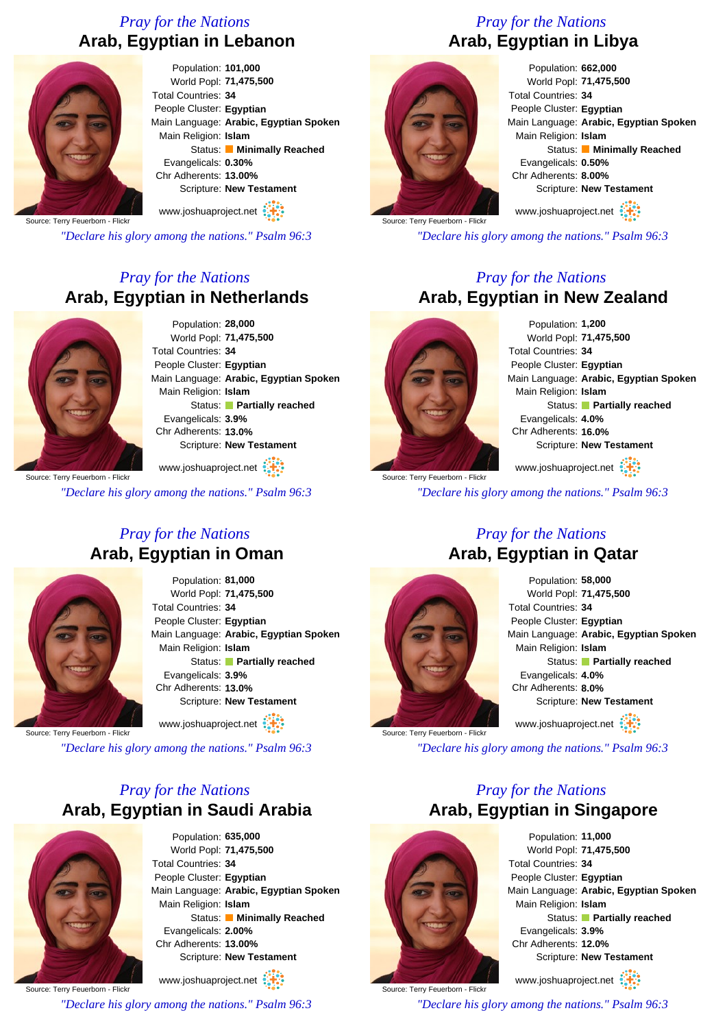*Pray for the Nations*

## Arab, Egyptian in Lebanon

Source: Terry Feuerborn - Flickr

Population: **101,000**
World Popl: **71,475,500**
Total Countries: **34**
People Cluster: **Egyptian**
Main Language: **Arabic, Egyptian Spoken**
Main Religion: **Islam**
Status: **Minimally Reached**
Evangelicals: **0.30%**
Chr Adherents: **13.00%**
Scripture: **New Testament**

www.joshuaproject.net

*"Declare his glory among the nations." Psalm 96:3*

---

*Pray for the Nations*

## Arab, Egyptian in Libya

Source: Terry Feuerborn - Flickr

Population: **662,000**
World Popl: **71,475,500**
Total Countries: **34**
People Cluster: **Egyptian**
Main Language: **Arabic, Egyptian Spoken**
Main Religion: **Islam**
Status: **Minimally Reached**
Evangelicals: **0.50%**
Chr Adherents: **8.00%**
Scripture: **New Testament**

www.joshuaproject.net

*"Declare his glory among the nations." Psalm 96:3*

---

*Pray for the Nations*

## Arab, Egyptian in Netherlands

Source: Terry Feuerborn - Flickr

Population: **28,000**
World Popl: **71,475,500**
Total Countries: **34**
People Cluster: **Egyptian**
Main Language: **Arabic, Egyptian Spoken**
Main Religion: **Islam**
Status: **Partially reached**
Evangelicals: **3.9%**
Chr Adherents: **13.0%**
Scripture: **New Testament**

www.joshuaproject.net

*"Declare his glory among the nations." Psalm 96:3*

---

*Pray for the Nations*

## Arab, Egyptian in New Zealand

Source: Terry Feuerborn - Flickr

Population: **1,200**
World Popl: **71,475,500**
Total Countries: **34**
People Cluster: **Egyptian**
Main Language: **Arabic, Egyptian Spoken**
Main Religion: **Islam**
Status: **Partially reached**
Evangelicals: **4.0%**
Chr Adherents: **16.0%**
Scripture: **New Testament**

www.joshuaproject.net

*"Declare his glory among the nations." Psalm 96:3*

---

*Pray for the Nations*

## Arab, Egyptian in Oman

Source: Terry Feuerborn - Flickr

Population: **81,000**
World Popl: **71,475,500**
Total Countries: **34**
People Cluster: **Egyptian**
Main Language: **Arabic, Egyptian Spoken**
Main Religion: **Islam**
Status: **Partially reached**
Evangelicals: **3.9%**
Chr Adherents: **13.0%**
Scripture: **New Testament**

www.joshuaproject.net

*"Declare his glory among the nations." Psalm 96:3*

---

*Pray for the Nations*

## Arab, Egyptian in Qatar

Source: Terry Feuerborn - Flickr

Population: **58,000**
World Popl: **71,475,500**
Total Countries: **34**
People Cluster: **Egyptian**
Main Language: **Arabic, Egyptian Spoken**
Main Religion: **Islam**
Status: **Partially reached**
Evangelicals: **4.0%**
Chr Adherents: **8.0%**
Scripture: **New Testament**

www.joshuaproject.net

*"Declare his glory among the nations." Psalm 96:3*

---

*Pray for the Nations*

## Arab, Egyptian in Saudi Arabia

Source: Terry Feuerborn - Flickr

Population: **635,000**
World Popl: **71,475,500**
Total Countries: **34**
People Cluster: **Egyptian**
Main Language: **Arabic, Egyptian Spoken**
Main Religion: **Islam**
Status: **Minimally Reached**
Evangelicals: **2.00%**
Chr Adherents: **13.00%**
Scripture: **New Testament**

www.joshuaproject.net

*"Declare his glory among the nations." Psalm 96:3*

---

*Pray for the Nations*

## Arab, Egyptian in Singapore

Source: Terry Feuerborn - Flickr

Population: **11,000**
World Popl: **71,475,500**
Total Countries: **34**
People Cluster: **Egyptian**
Main Language: **Arabic, Egyptian Spoken**
Main Religion: **Islam**
Status: **Partially reached**
Evangelicals: **3.9%**
Chr Adherents: **12.0%**
Scripture: **New Testament**

www.joshuaproject.net

*"Declare his glory among the nations." Psalm 96:3*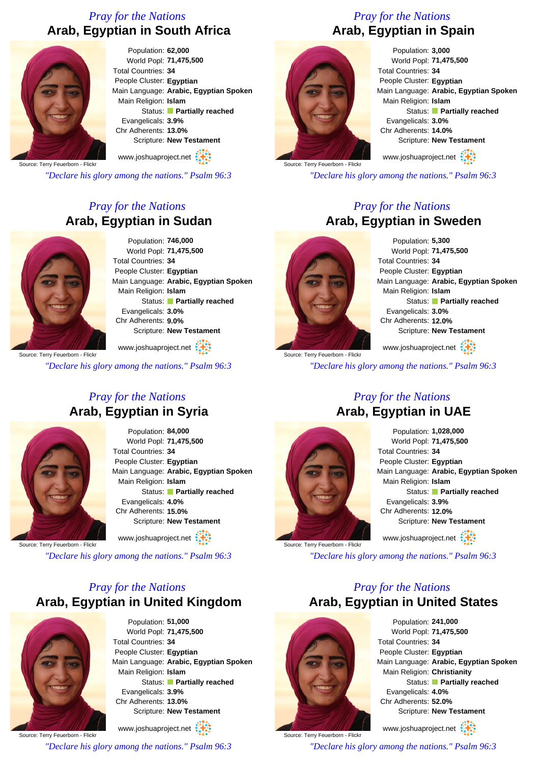*Pray for the Nations*

## Arab, Egyptian in South Africa

Population: **62,000**
World Popl: **71,475,500**
Total Countries: **34**
People Cluster: **Egyptian**
Main Language: **Arabic, Egyptian Spoken**
Main Religion: **Islam**
Status: **Partially reached**
Evangelicals: **3.9%**
Chr Adherents: **13.0%**
Scripture: **New Testament**

Source: Terry Feuerborn - Flickr

www.joshuaproject.net

*"Declare his glory among the nations." Psalm 96:3*

*Pray for the Nations*

## Arab, Egyptian in Spain

Population: **3,000**
World Popl: **71,475,500**
Total Countries: **34**
People Cluster: **Egyptian**
Main Language: **Arabic, Egyptian Spoken**
Main Religion: **Islam**
Status: **Partially reached**
Evangelicals: **3.0%**
Chr Adherents: **14.0%**
Scripture: **New Testament**

Source: Terry Feuerborn - Flickr

www.joshuaproject.net

*"Declare his glory among the nations." Psalm 96:3*

*Pray for the Nations*

## Arab, Egyptian in Sudan

Population: **746,000**
World Popl: **71,475,500**
Total Countries: **34**
People Cluster: **Egyptian**
Main Language: **Arabic, Egyptian Spoken**
Main Religion: **Islam**
Status: **Partially reached**
Evangelicals: **3.0%**
Chr Adherents: **9.0%**
Scripture: **New Testament**

Source: Terry Feuerborn - Flickr

www.joshuaproject.net

*"Declare his glory among the nations." Psalm 96:3*

*Pray for the Nations*

## Arab, Egyptian in Sweden

Population: **5,300**
World Popl: **71,475,500**
Total Countries: **34**
People Cluster: **Egyptian**
Main Language: **Arabic, Egyptian Spoken**
Main Religion: **Islam**
Status: **Partially reached**
Evangelicals: **3.0%**
Chr Adherents: **12.0%**
Scripture: **New Testament**

Source: Terry Feuerborn - Flickr

www.joshuaproject.net

*"Declare his glory among the nations." Psalm 96:3*

*Pray for the Nations*

## Arab, Egyptian in Syria

Population: **84,000**
World Popl: **71,475,500**
Total Countries: **34**
People Cluster: **Egyptian**
Main Language: **Arabic, Egyptian Spoken**
Main Religion: **Islam**
Status: **Partially reached**
Evangelicals: **4.0%**
Chr Adherents: **15.0%**
Scripture: **New Testament**

Source: Terry Feuerborn - Flickr

www.joshuaproject.net

*"Declare his glory among the nations." Psalm 96:3*

*Pray for the Nations*

## Arab, Egyptian in UAE

Population: **1,028,000**
World Popl: **71,475,500**
Total Countries: **34**
People Cluster: **Egyptian**
Main Language: **Arabic, Egyptian Spoken**
Main Religion: **Islam**
Status: **Partially reached**
Evangelicals: **3.9%**
Chr Adherents: **12.0%**
Scripture: **New Testament**

Source: Terry Feuerborn - Flickr

www.joshuaproject.net

*"Declare his glory among the nations." Psalm 96:3*

*Pray for the Nations*

## Arab, Egyptian in United Kingdom

Population: **51,000**
World Popl: **71,475,500**
Total Countries: **34**
People Cluster: **Egyptian**
Main Language: **Arabic, Egyptian Spoken**
Main Religion: **Islam**
Status: **Partially reached**
Evangelicals: **3.9%**
Chr Adherents: **13.0%**
Scripture: **New Testament**

Source: Terry Feuerborn - Flickr

www.joshuaproject.net

*"Declare his glory among the nations." Psalm 96:3*

*Pray for the Nations*

## Arab, Egyptian in United States

Population: **241,000**
World Popl: **71,475,500**
Total Countries: **34**
People Cluster: **Egyptian**
Main Language: **Arabic, Egyptian Spoken**
Main Religion: **Christianity**
Status: **Partially reached**
Evangelicals: **4.0%**
Chr Adherents: **52.0%**
Scripture: **New Testament**

Source: Terry Feuerborn - Flickr

www.joshuaproject.net

*"Declare his glory among the nations." Psalm 96:3*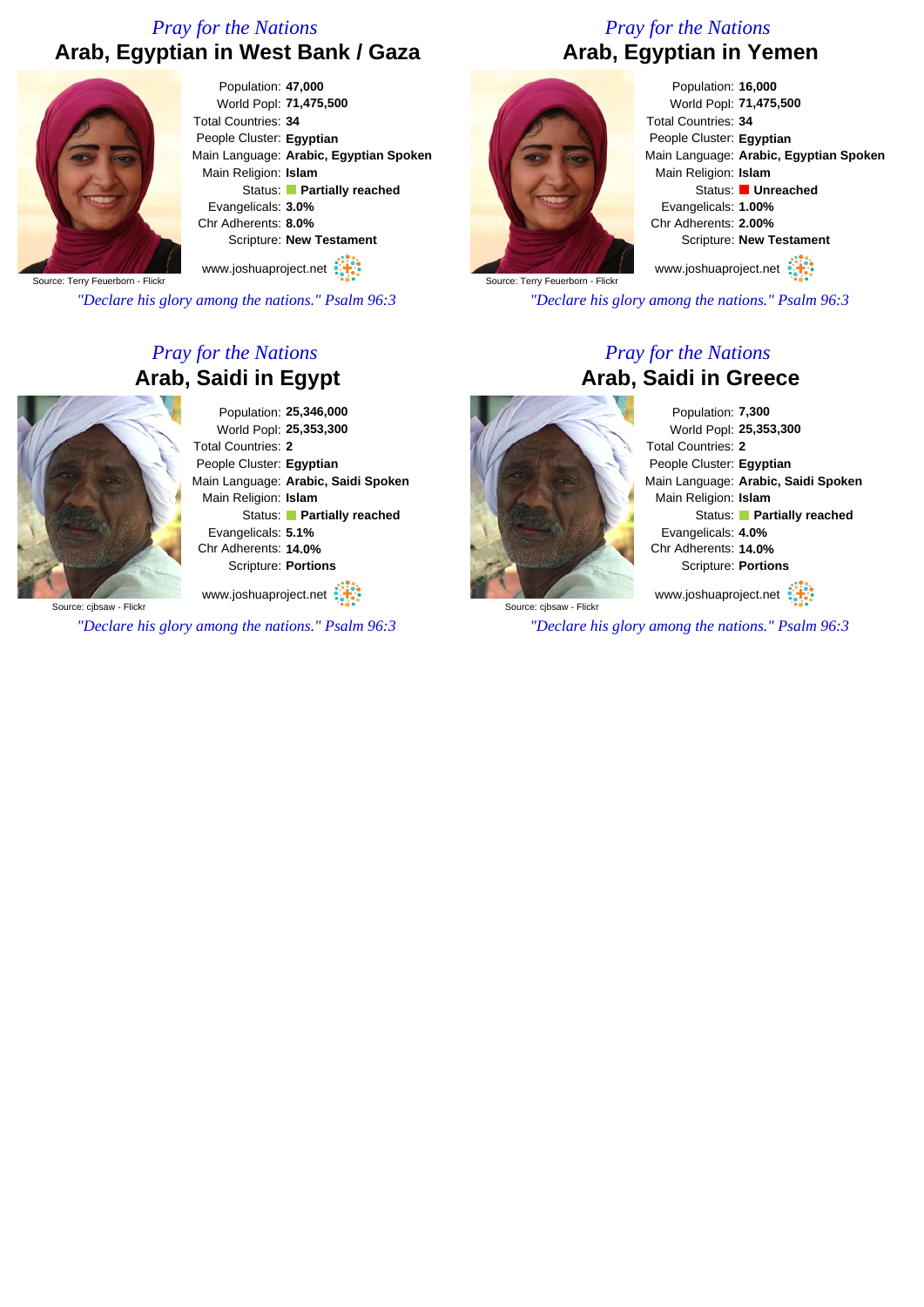*Pray for the Nations*

## Arab, Egyptian in West Bank / Gaza

Source: Terry Feuerborn - Flickr

Population: **47,000**
World Popl: **71,475,500**
Total Countries: **34**
People Cluster: **Egyptian**
Main Language: **Arabic, Egyptian Spoken**
Main Religion: **Islam**
Status: **Partially reached**
Evangelicals: **3.0%**
Chr Adherents: **8.0%**
Scripture: **New Testament**

www.joshuaproject.net

*"Declare his glory among the nations." Psalm 96:3*

*Pray for the Nations*

## Arab, Egyptian in Yemen

Source: Terry Feuerborn - Flickr

Population: **16,000**
World Popl: **71,475,500**
Total Countries: **34**
People Cluster: **Egyptian**
Main Language: **Arabic, Egyptian Spoken**
Main Religion: **Islam**
Status: **Unreached**
Evangelicals: **1.00%**
Chr Adherents: **2.00%**
Scripture: **New Testament**

www.joshuaproject.net

*"Declare his glory among the nations." Psalm 96:3*

*Pray for the Nations*

## Arab, Saidi in Egypt

Source: cjbsaw - Flickr

Population: **25,346,000**
World Popl: **25,353,300**
Total Countries: **2**
People Cluster: **Egyptian**
Main Language: **Arabic, Saidi Spoken**
Main Religion: **Islam**
Status: **Partially reached**
Evangelicals: **5.1%**
Chr Adherents: **14.0%**
Scripture: **Portions**

www.joshuaproject.net

*"Declare his glory among the nations." Psalm 96:3*

*Pray for the Nations*

## Arab, Saidi in Greece

Source: cjbsaw - Flickr

Population: **7,300**
World Popl: **25,353,300**
Total Countries: **2**
People Cluster: **Egyptian**
Main Language: **Arabic, Saidi Spoken**
Main Religion: **Islam**
Status: **Partially reached**
Evangelicals: **4.0%**
Chr Adherents: **14.0%**
Scripture: **Portions**

www.joshuaproject.net

*"Declare his glory among the nations." Psalm 96:3*